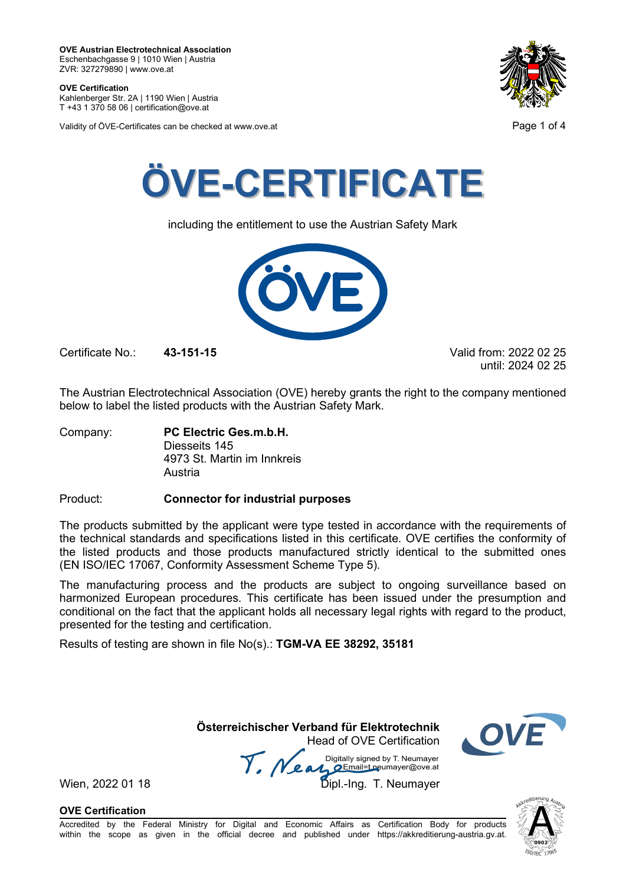**OVE Austrian Electrotechnical Association**
Eschenbachgasse 9 | 1010 Wien | Austria
ZVR: 327279890 | www.ove.at

**OVE Certification**
Kahlenberger Str. 2A | 1190 Wien | Austria
T +43 1 370 58 06 | certification@ove.at

Validity of ÖVE-Certificates can be checked at www.ove.at

# ÖVE-CERTIFICATE

including the entitlement to use the Austrian Safety Mark

Certificate No.: **43-151-15**

Valid from: 2022 02 25
until: 2024 02 25

The Austrian Electrotechnical Association (OVE) hereby grants the right to the company mentioned below to label the listed products with the Austrian Safety Mark.

Company: **PC Electric Ges.m.b.H.**
Diesseits 145
4973 St. Martin im Innkreis
Austria

Product: **Connector for industrial purposes**

The products submitted by the applicant were type tested in accordance with the requirements of the technical standards and specifications listed in this certificate. OVE certifies the conformity of the listed products and those products manufactured strictly identical to the submitted ones (EN ISO/IEC 17067, Conformity Assessment Scheme Type 5).

The manufacturing process and the products are subject to ongoing surveillance based on harmonized European procedures. This certificate has been issued under the presumption and conditional on the fact that the applicant holds all necessary legal rights with regard to the product, presented for the testing and certification.

Results of testing are shown in file No(s).: **TGM-VA EE 38292, 35181**

**Österreichischer Verband für Elektrotechnik**
Head of OVE Certification

Digitally signed by T. Neumayer
Email=t.neumayer@ove.at

Wien, 2022 01 18

Dipl.-Ing. T. Neumayer

**OVE Certification**

Accredited by the Federal Ministry for Digital and Economic Affairs as Certification Body for products within the scope as given in the official decree and published under https://akkreditierung-austria.gv.at.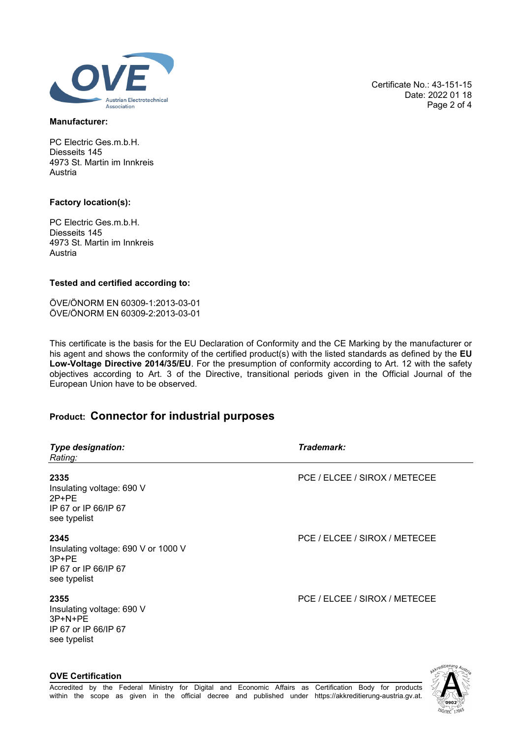Certificate No.: 43-151-15
Date: 2022 01 18

**Manufacturer:**

PC Electric Ges.m.b.H.
Diesseits 145
4973 St. Martin im Innkreis
Austria

**Factory location(s):**

PC Electric Ges.m.b.H.
Diesseits 145
4973 St. Martin im Innkreis
Austria

**Tested and certified according to:**

ÖVE/ÖNORM EN 60309-1:2013-03-01
ÖVE/ÖNORM EN 60309-2:2013-03-01

This certificate is the basis for the EU Declaration of Conformity and the CE Marking by the manufacturer or his agent and shows the conformity of the certified product(s) with the listed standards as defined by the **EU Low-Voltage Directive 2014/35/EU**. For the presumption of conformity according to Art. 12 with the safety objectives according to Art. 3 of the Directive, transitional periods given in the Official Journal of the European Union have to be observed.

## Product: Connector for industrial purposes

| ***Type designation:*** *Rating:* | ***Trademark:*** |
|---|---|
| **2335** Insulating voltage: 690 V 2P+PE IP 67 or IP 66/IP 67 see typelist | PCE / ELCEE / SIROX / METECEE |
| **2345** Insulating voltage: 690 V or 1000 V 3P+PE IP 67 or IP 66/IP 67 see typelist | PCE / ELCEE / SIROX / METECEE |
| **2355** Insulating voltage: 690 V 3P+N+PE IP 67 or IP 66/IP 67 see typelist | PCE / ELCEE / SIROX / METECEE |

**OVE Certification**

Accredited by the Federal Ministry for Digital and Economic Affairs as Certification Body for products within the scope as given in the official decree and published under https://akkreditierung-austria.gv.at.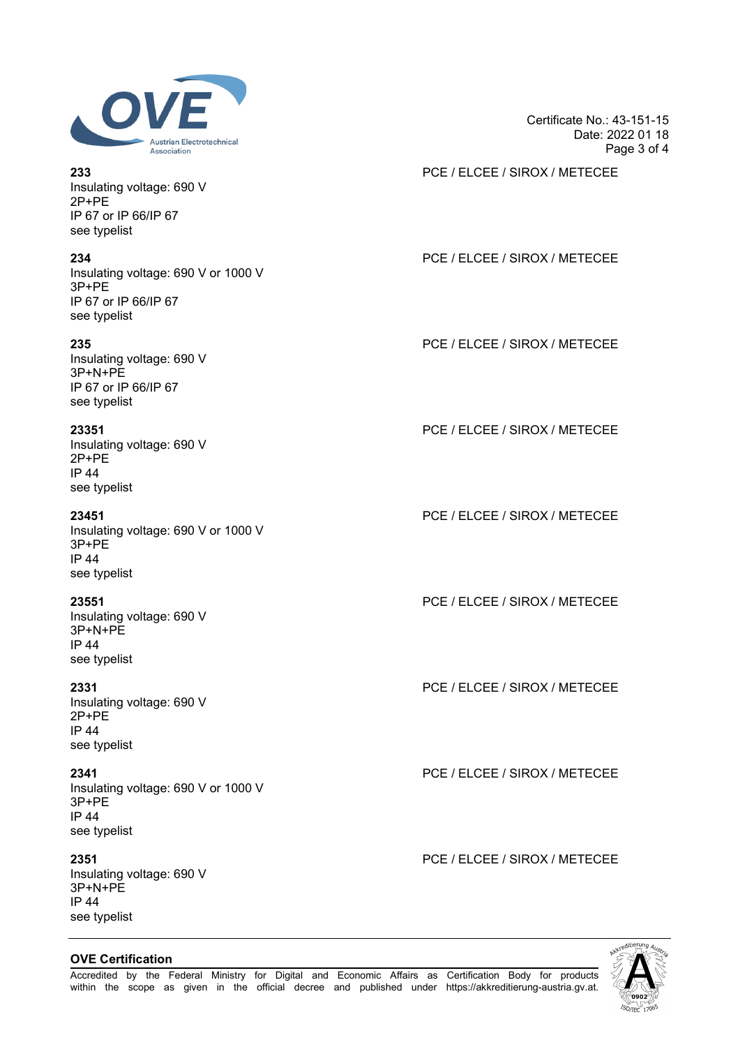**233** PCE / ELCEE / SIROX / METECEE
Insulating voltage: 690 V
2P+PE
IP 67 or IP 66/IP 67
see typelist

**234** PCE / ELCEE / SIROX / METECEE
Insulating voltage: 690 V or 1000 V
3P+PE
IP 67 or IP 66/IP 67
see typelist

**235** PCE / ELCEE / SIROX / METECEE
Insulating voltage: 690 V
3P+N+PE
IP 67 or IP 66/IP 67
see typelist

**23351** PCE / ELCEE / SIROX / METECEE
Insulating voltage: 690 V
2P+PE
IP 44
see typelist

**23451** PCE / ELCEE / SIROX / METECEE
Insulating voltage: 690 V or 1000 V
3P+PE
IP 44
see typelist

**23551** PCE / ELCEE / SIROX / METECEE
Insulating voltage: 690 V
3P+N+PE
IP 44
see typelist

**2331** PCE / ELCEE / SIROX / METECEE
Insulating voltage: 690 V
2P+PE
IP 44
see typelist

**2341** PCE / ELCEE / SIROX / METECEE
Insulating voltage: 690 V or 1000 V
3P+PE
IP 44
see typelist

**2351** PCE / ELCEE / SIROX / METECEE
Insulating voltage: 690 V
3P+N+PE
IP 44
see typelist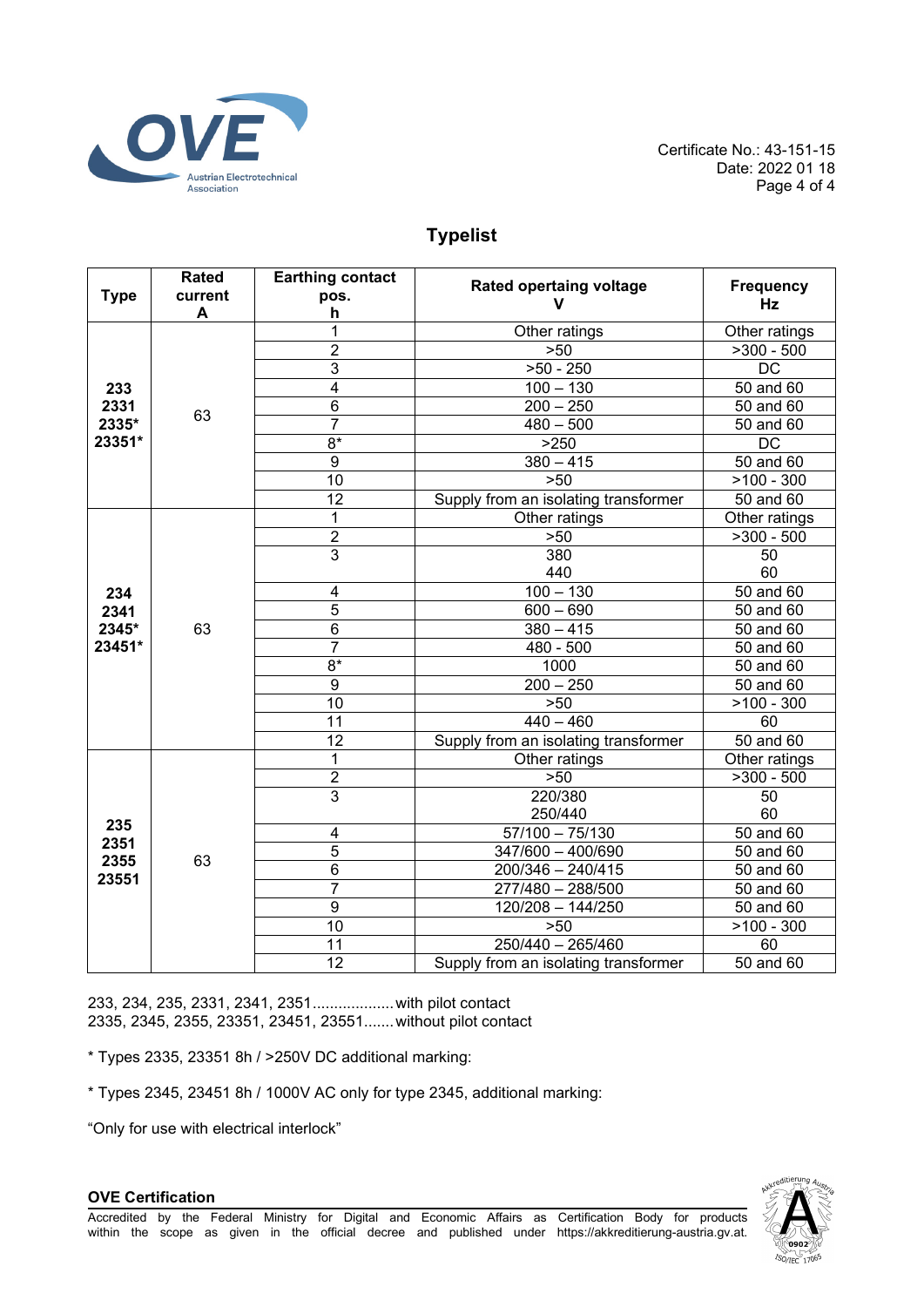Certificate No.: 43-151-15
Date: 2022 01 18

## Typelist

| Type | Rated current A | Earthing contact pos. h | Rated opertaing voltage V | Frequency Hz |
|---|---|---|---|---|
| **233 2331 2335* 23351*** | 63 | 1 | Other ratings | Other ratings |
| | | 2 | >50 | >300 - 500 |
| | | 3 | >50 - 250 | DC |
| | | 4 | 100 – 130 | 50 and 60 |
| | | 6 | 200 – 250 | 50 and 60 |
| | | 7 | 480 – 500 | 50 and 60 |
| | | 8* | >250 | DC |
| | | 9 | 380 – 415 | 50 and 60 |
| | | 10 | >50 | >100 - 300 |
| | | 12 | Supply from an isolating transformer | 50 and 60 |
| **234 2341 2345* 23451*** | 63 | 1 | Other ratings | Other ratings |
| | | 2 | >50 | >300 - 500 |
| | | 3 | 380<br>440 | 50<br>60 |
| | | 4 | 100 – 130 | 50 and 60 |
| | | 5 | 600 – 690 | 50 and 60 |
| | | 6 | 380 – 415 | 50 and 60 |
| | | 7 | 480 - 500 | 50 and 60 |
| | | 8* | 1000 | 50 and 60 |
| | | 9 | 200 – 250 | 50 and 60 |
| | | 10 | >50 | >100 - 300 |
| | | 11 | 440 – 460 | 60 |
| | | 12 | Supply from an isolating transformer | 50 and 60 |
| **235 2351 2355 23551** | 63 | 1 | Other ratings | Other ratings |
| | | 2 | >50 | >300 - 500 |
| | | 3 | 220/380<br>250/440 | 50<br>60 |
| | | 4 | 57/100 – 75/130 | 50 and 60 |
| | | 5 | 347/600 – 400/690 | 50 and 60 |
| | | 6 | 200/346 – 240/415 | 50 and 60 |
| | | 7 | 277/480 – 288/500 | 50 and 60 |
| | | 9 | 120/208 – 144/250 | 50 and 60 |
| | | 10 | >50 | >100 - 300 |
| | | 11 | 250/440 – 265/460 | 60 |
| | | 12 | Supply from an isolating transformer | 50 and 60 |

233, 234, 235, 2331, 2341, 2351.................. with pilot contact
2335, 2345, 2355, 23351, 23451, 23551....... without pilot contact

* Types 2335, 23351 8h / >250V DC additional marking:

* Types 2345, 23451 8h / 1000V AC only for type 2345, additional marking:

"Only for use with electrical interlock"

**OVE Certification**

Accredited by the Federal Ministry for Digital and Economic Affairs as Certification Body for products within the scope as given in the official decree and published under https://akkreditierung-austria.gv.at.